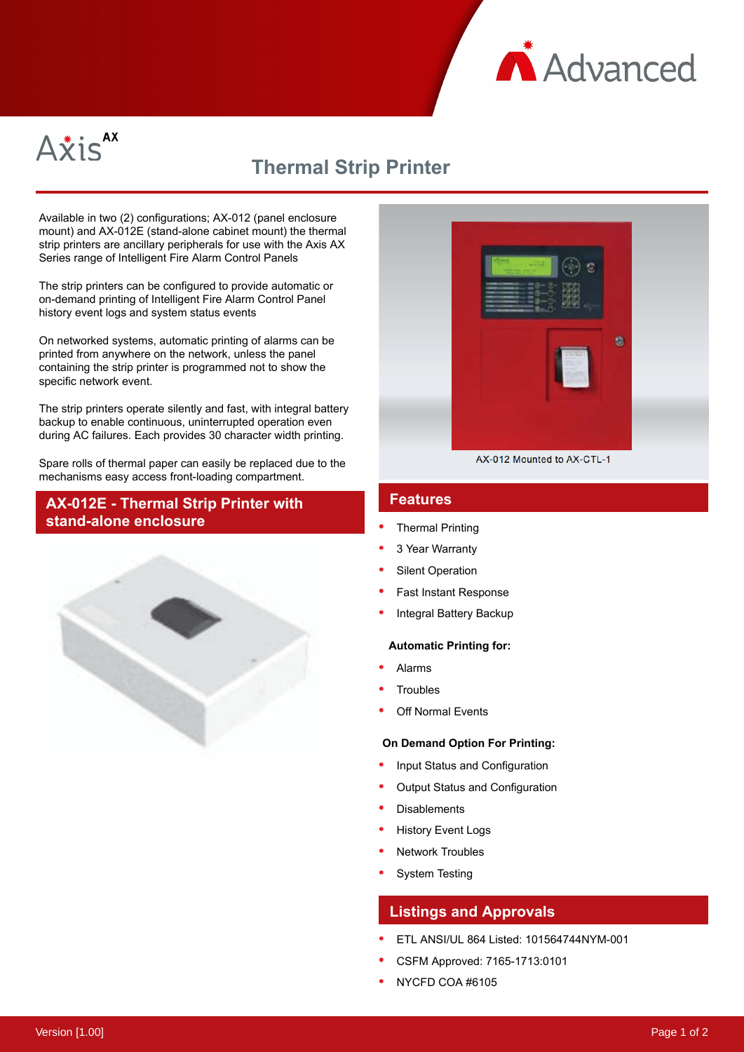# Thermal Strip Printer

Available in two (2) configurations; AX-012 (panel enclosure mount) and AX-012E (stand-alone cabinet mount) the thermal strip printers are ancillary peripherals for use with the Axis AX Series range of Intelligent Fire Alarm Control Panels

The strip printers can be configured to provide automatic or on-demand printing of Intelligent Fire Alarm Control Panel history event logs and system status events

On networked systems, automatic printing of alarms can be printed from anywhere on the network, unless the panel containing the strip printer is programmed not to show the specific network event.

The strip printers operate silently and fast, with integral battery backup to enable continuous, uninterrupted operation even during AC failures. Each provides 30 character width printing.

Spare rolls of thermal paper can easily be replaced due to the mechanisms easy access front-loading compartment.

## AX-012E - Thermal Strip Printer with stand-alone enclosure

AX-012 Mounted to AX-CTL-1

## Features

- Thermal Printing
- 3 Year Warranty
- Silent Operation
- Fast Instant Response
- Integral Battery Backup

**Automatic Printing for:**

- Alarms
- Troubles
- Off Normal Events

**On Demand Option For Printing:**

- Input Status and Configuration
- Output Status and Configuration
- Disablements
- History Event Logs
- Network Troubles
- System Testing

## Listings and Approvals

- ETL ANSI/UL 864 Listed: 101564744NYM-001
- CSFM Approved: 7165-1713:0101
- NYCFD COA #6105

Version [1.00]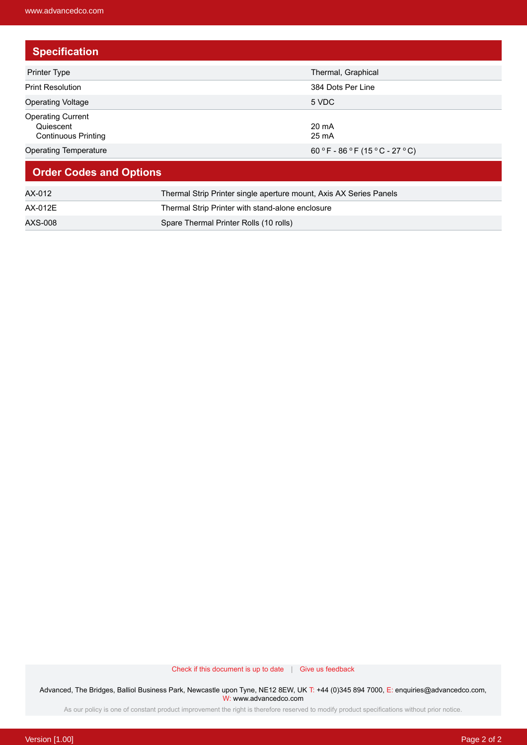## Specification

| | |
|---|---|
| Printer Type | Thermal, Graphical |
| Print Resolution | 384 Dots Per Line |
| Operating Voltage | 5 VDC |
| Operating Current<br>Quiescent<br>Continuous Printing | <br>20 mA<br>25 mA |
| Operating Temperature | 60 °F - 86 °F (15 °C - 27 °C) |

## Order Codes and Options

| | |
|---|---|
| AX-012 | Thermal Strip Printer single aperture mount, Axis AX Series Panels |
| AX-012E | Thermal Strip Printer with stand-alone enclosure |
| AXS-008 | Spare Thermal Printer Rolls (10 rolls) |

Check if this document is up to date | Give us feedback

Advanced, The Bridges, Balliol Business Park, Newcastle upon Tyne, NE12 8EW, UK T: +44 (0)345 894 7000, E: enquiries@advancedco.com, W: www.advancedco.com

As our policy is one of constant product improvement the right is therefore reserved to modify product specifications without prior notice.

Version [1.00]